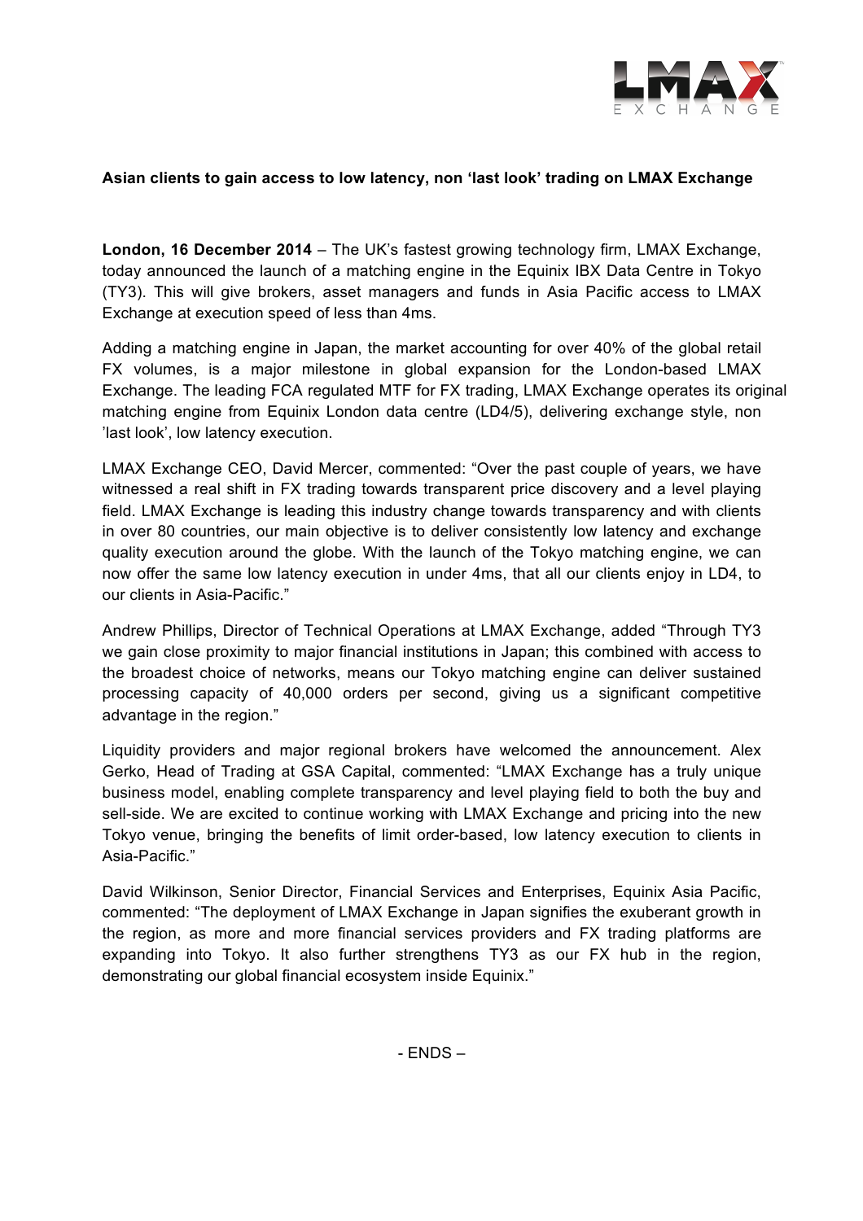**Asian clients to gain access to low latency, non 'last look' trading on LMAX Exchange**

**London, 16 December 2014** – The UK's fastest growing technology firm, LMAX Exchange, today announced the launch of a matching engine in the Equinix IBX Data Centre in Tokyo (TY3). This will give brokers, asset managers and funds in Asia Pacific access to LMAX Exchange at execution speed of less than 4ms.

Adding a matching engine in Japan, the market accounting for over 40% of the global retail FX volumes, is a major milestone in global expansion for the London-based LMAX Exchange. The leading FCA regulated MTF for FX trading, LMAX Exchange operates its original matching engine from Equinix London data centre (LD4/5), delivering exchange style, non 'last look', low latency execution.

LMAX Exchange CEO, David Mercer, commented: "Over the past couple of years, we have witnessed a real shift in FX trading towards transparent price discovery and a level playing field. LMAX Exchange is leading this industry change towards transparency and with clients in over 80 countries, our main objective is to deliver consistently low latency and exchange quality execution around the globe. With the launch of the Tokyo matching engine, we can now offer the same low latency execution in under 4ms, that all our clients enjoy in LD4, to our clients in Asia-Pacific."

Andrew Phillips, Director of Technical Operations at LMAX Exchange, added "Through TY3 we gain close proximity to major financial institutions in Japan; this combined with access to the broadest choice of networks, means our Tokyo matching engine can deliver sustained processing capacity of 40,000 orders per second, giving us a significant competitive advantage in the region."

Liquidity providers and major regional brokers have welcomed the announcement. Alex Gerko, Head of Trading at GSA Capital, commented: "LMAX Exchange has a truly unique business model, enabling complete transparency and level playing field to both the buy and sell-side. We are excited to continue working with LMAX Exchange and pricing into the new Tokyo venue, bringing the benefits of limit order-based, low latency execution to clients in Asia-Pacific."

David Wilkinson, Senior Director, Financial Services and Enterprises, Equinix Asia Pacific, commented: "The deployment of LMAX Exchange in Japan signifies the exuberant growth in the region, as more and more financial services providers and FX trading platforms are expanding into Tokyo. It also further strengthens TY3 as our FX hub in the region, demonstrating our global financial ecosystem inside Equinix."

- ENDS –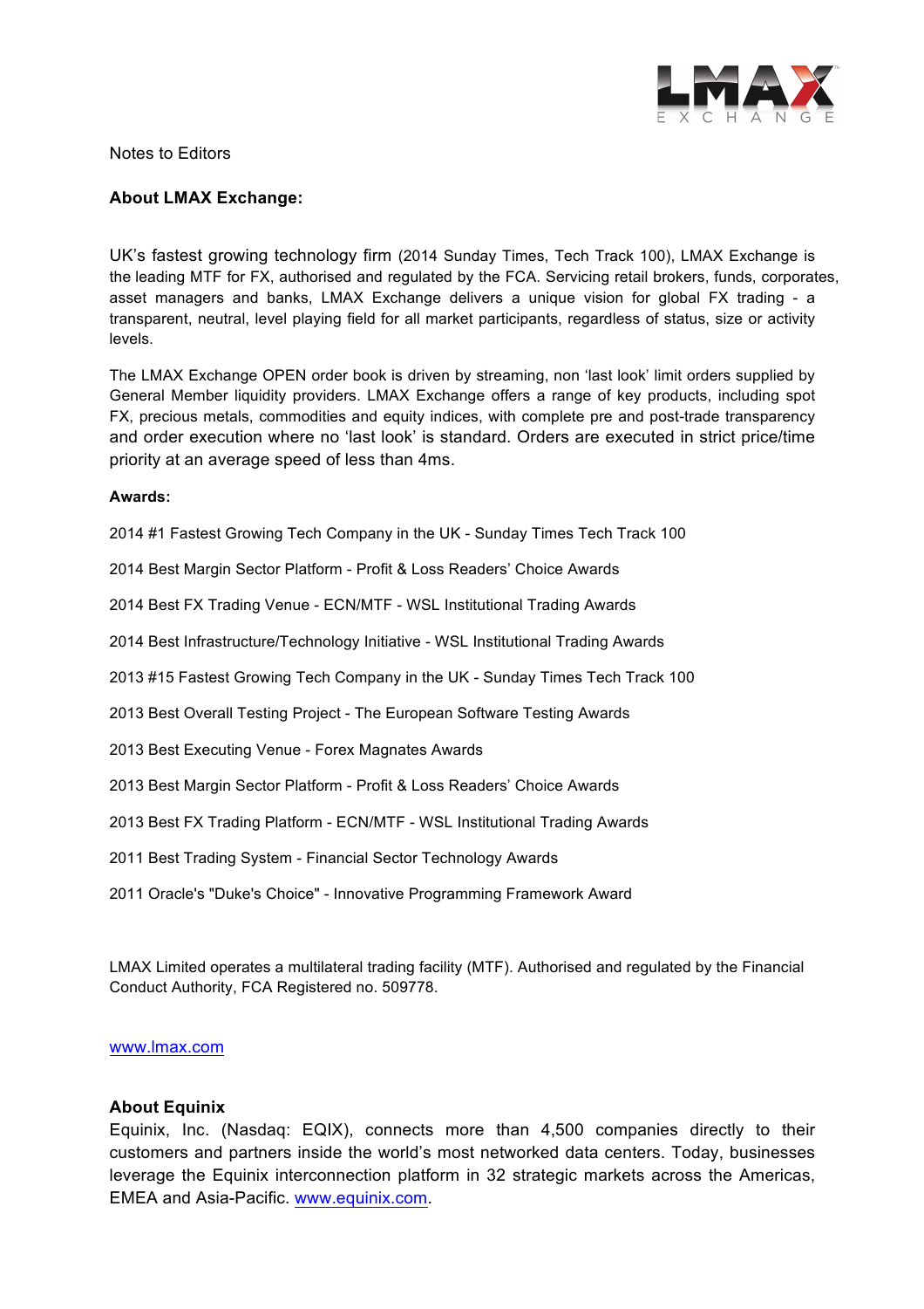Notes to Editors

**About LMAX Exchange:**

UK's fastest growing technology firm (2014 Sunday Times, Tech Track 100), LMAX Exchange is the leading MTF for FX, authorised and regulated by the FCA. Servicing retail brokers, funds, corporates, asset managers and banks, LMAX Exchange delivers a unique vision for global FX trading - a transparent, neutral, level playing field for all market participants, regardless of status, size or activity levels.

The LMAX Exchange OPEN order book is driven by streaming, non 'last look' limit orders supplied by General Member liquidity providers. LMAX Exchange offers a range of key products, including spot FX, precious metals, commodities and equity indices, with complete pre and post-trade transparency and order execution where no 'last look' is standard. Orders are executed in strict price/time priority at an average speed of less than 4ms.

**Awards:**

2014 #1 Fastest Growing Tech Company in the UK - Sunday Times Tech Track 100

2014 Best Margin Sector Platform - Profit & Loss Readers' Choice Awards

2014 Best FX Trading Venue - ECN/MTF - WSL Institutional Trading Awards

2014 Best Infrastructure/Technology Initiative - WSL Institutional Trading Awards

2013 #15 Fastest Growing Tech Company in the UK - Sunday Times Tech Track 100

2013 Best Overall Testing Project - The European Software Testing Awards

2013 Best Executing Venue - Forex Magnates Awards

2013 Best Margin Sector Platform - Profit & Loss Readers' Choice Awards

2013 Best FX Trading Platform - ECN/MTF - WSL Institutional Trading Awards

2011 Best Trading System - Financial Sector Technology Awards

2011 Oracle's "Duke's Choice" - Innovative Programming Framework Award

LMAX Limited operates a multilateral trading facility (MTF). Authorised and regulated by the Financial Conduct Authority, FCA Registered no. 509778.

[www.lmax.com](http://www.lmax.com)

**About Equinix**

Equinix, Inc. (Nasdaq: EQIX), connects more than 4,500 companies directly to their customers and partners inside the world's most networked data centers. Today, businesses leverage the Equinix interconnection platform in 32 strategic markets across the Americas, EMEA and Asia-Pacific. [www.equinix.com](http://www.equinix.com).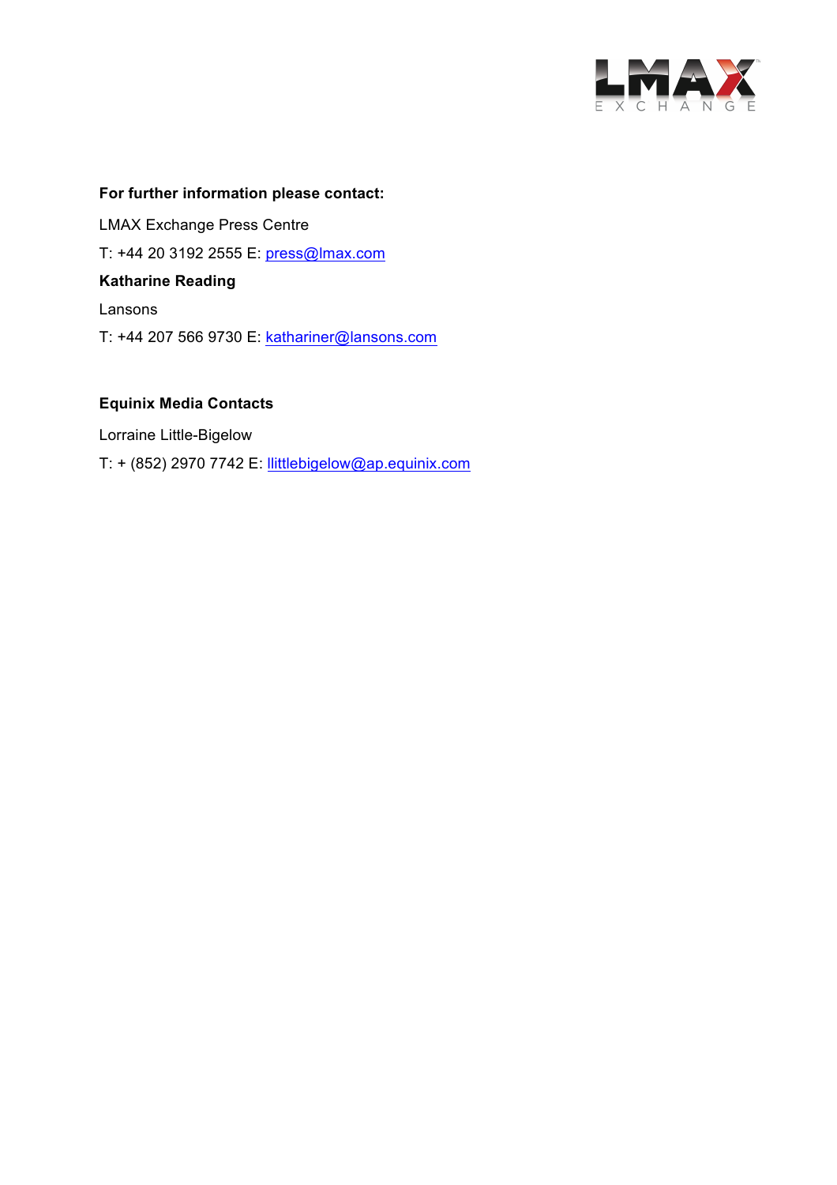**For further information please contact:**

LMAX Exchange Press Centre

T: +44 20 3192 2555 E: press@lmax.com

**Katharine Reading**

Lansons

T: +44 207 566 9730 E: kathariner@lansons.com

**Equinix Media Contacts**

Lorraine Little-Bigelow

T: + (852) 2970 7742 E: llittlebigelow@ap.equinix.com